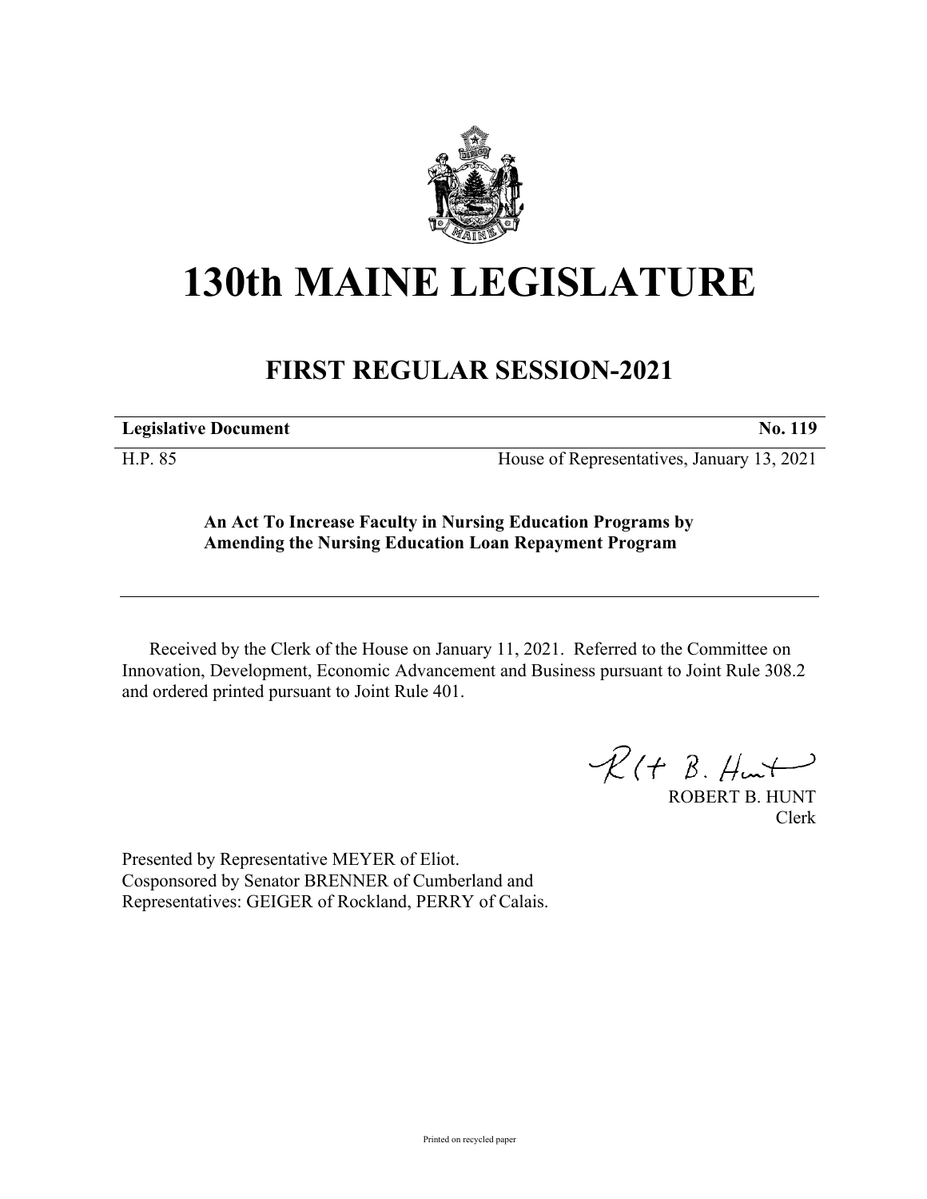# 130th MAINE LEGISLATURE

## FIRST REGULAR SESSION-2021

| **Legislative Document** | **No. 119** |
|---|---|
| H.P. 85 | House of Representatives, January 13, 2021 |

**An Act To Increase Faculty in Nursing Education Programs by Amending the Nursing Education Loan Repayment Program**

Received by the Clerk of the House on January 11, 2021. Referred to the Committee on Innovation, Development, Economic Advancement and Business pursuant to Joint Rule 308.2 and ordered printed pursuant to Joint Rule 401.

ROBERT B. HUNT
Clerk

Presented by Representative MEYER of Eliot.
Cosponsored by Senator BRENNER of Cumberland and
Representatives: GEIGER of Rockland, PERRY of Calais.

Printed on recycled paper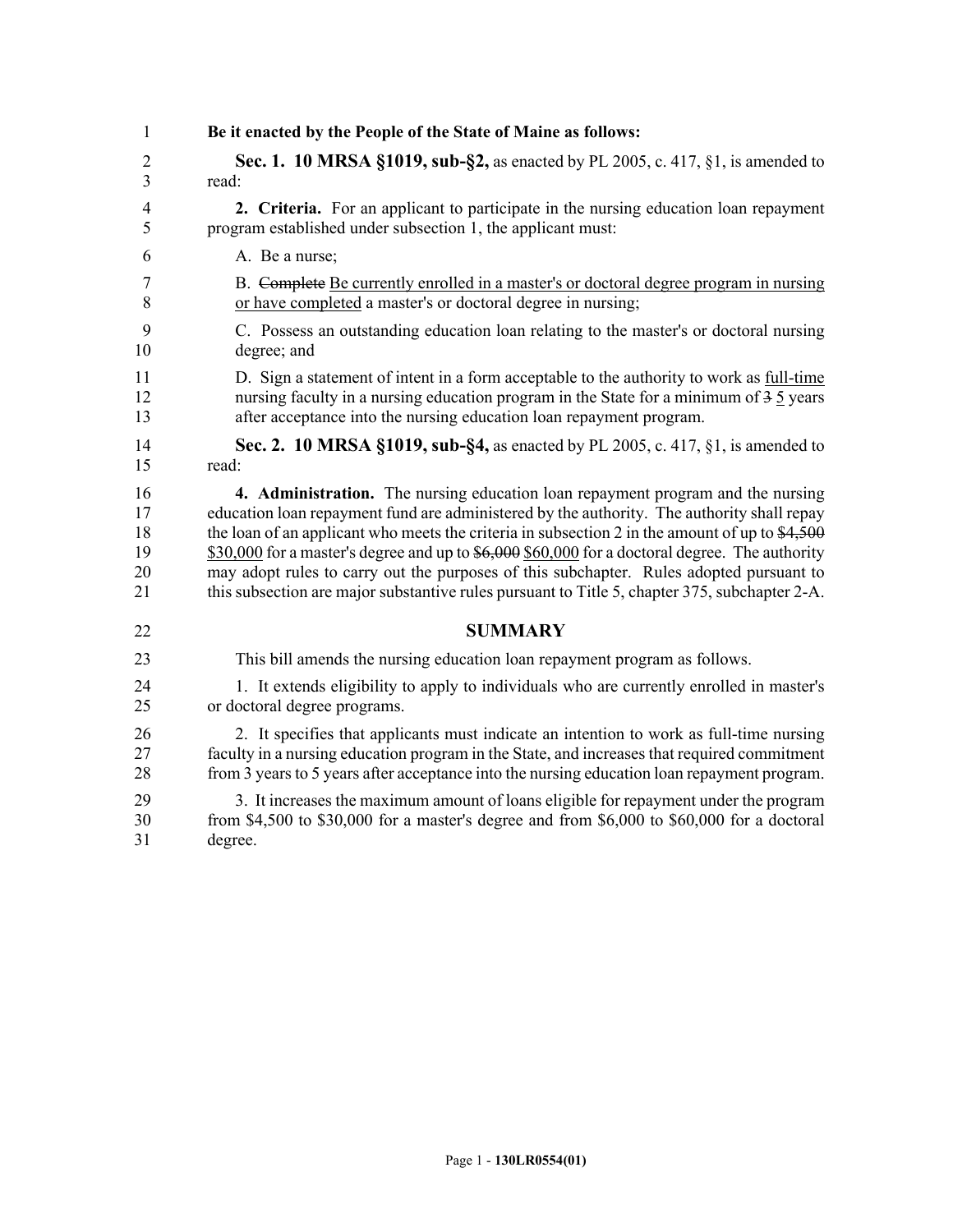**Be it enacted by the People of the State of Maine as follows:**

**Sec. 1. 10 MRSA §1019, sub-§2,** as enacted by PL 2005, c. 417, §1, is amended to read:

**2. Criteria.** For an applicant to participate in the nursing education loan repayment program established under subsection 1, the applicant must:

A. Be a nurse;

B. ~~Complete~~ Be currently enrolled in a master's or doctoral degree program in nursing or have completed a master's or doctoral degree in nursing;

C. Possess an outstanding education loan relating to the master's or doctoral nursing degree; and

D. Sign a statement of intent in a form acceptable to the authority to work as full-time nursing faculty in a nursing education program in the State for a minimum of ~~3~~ 5 years after acceptance into the nursing education loan repayment program.

**Sec. 2. 10 MRSA §1019, sub-§4,** as enacted by PL 2005, c. 417, §1, is amended to read:

**4. Administration.** The nursing education loan repayment program and the nursing education loan repayment fund are administered by the authority. The authority shall repay the loan of an applicant who meets the criteria in subsection 2 in the amount of up to ~~$4,500~~ $30,000 for a master's degree and up to ~~$6,000~~ $60,000 for a doctoral degree. The authority may adopt rules to carry out the purposes of this subchapter. Rules adopted pursuant to this subsection are major substantive rules pursuant to Title 5, chapter 375, subchapter 2-A.

## SUMMARY

This bill amends the nursing education loan repayment program as follows.

1. It extends eligibility to apply to individuals who are currently enrolled in master's or doctoral degree programs.

2. It specifies that applicants must indicate an intention to work as full-time nursing faculty in a nursing education program in the State, and increases that required commitment from 3 years to 5 years after acceptance into the nursing education loan repayment program.

3. It increases the maximum amount of loans eligible for repayment under the program from $4,500 to $30,000 for a master's degree and from $6,000 to $60,000 for a doctoral degree.